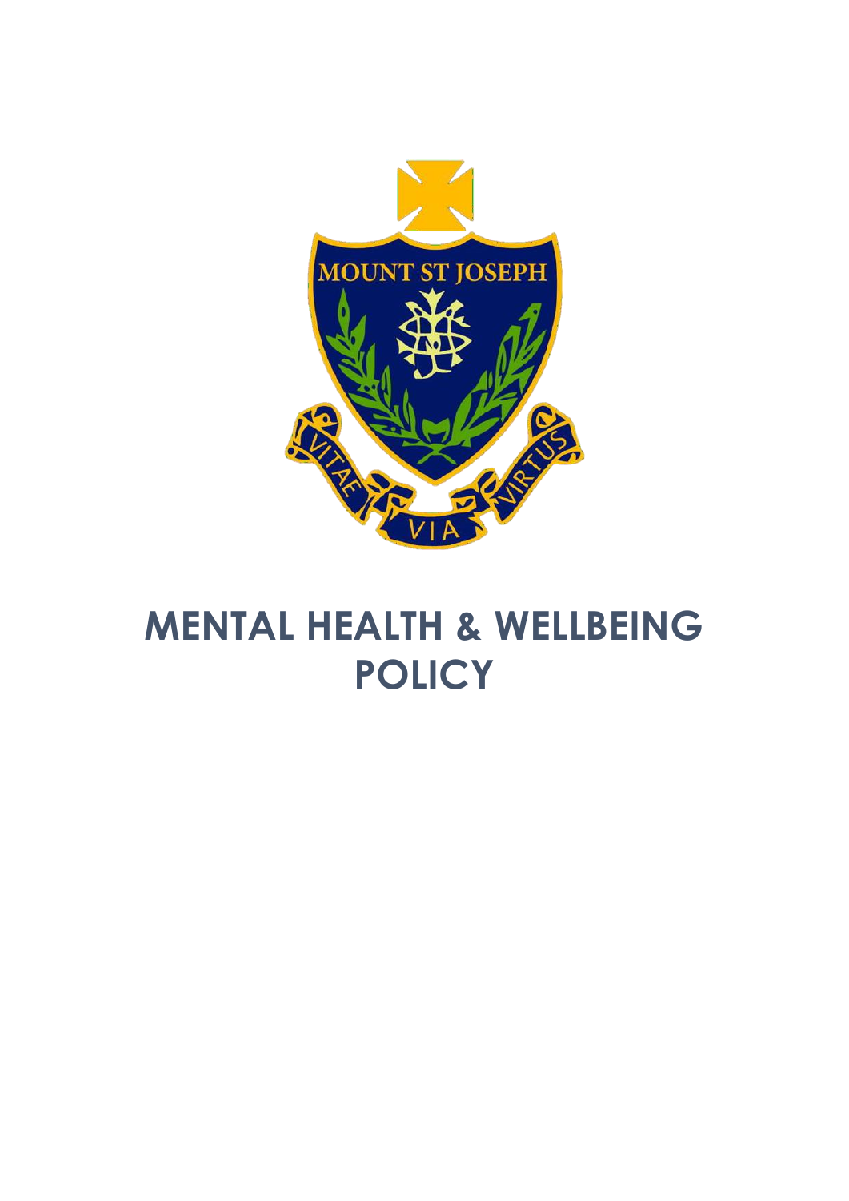MOUNT ST JOSEPH

VITAE VIA VIRTUS

# MENTAL HEALTH & WELLBEING POLICY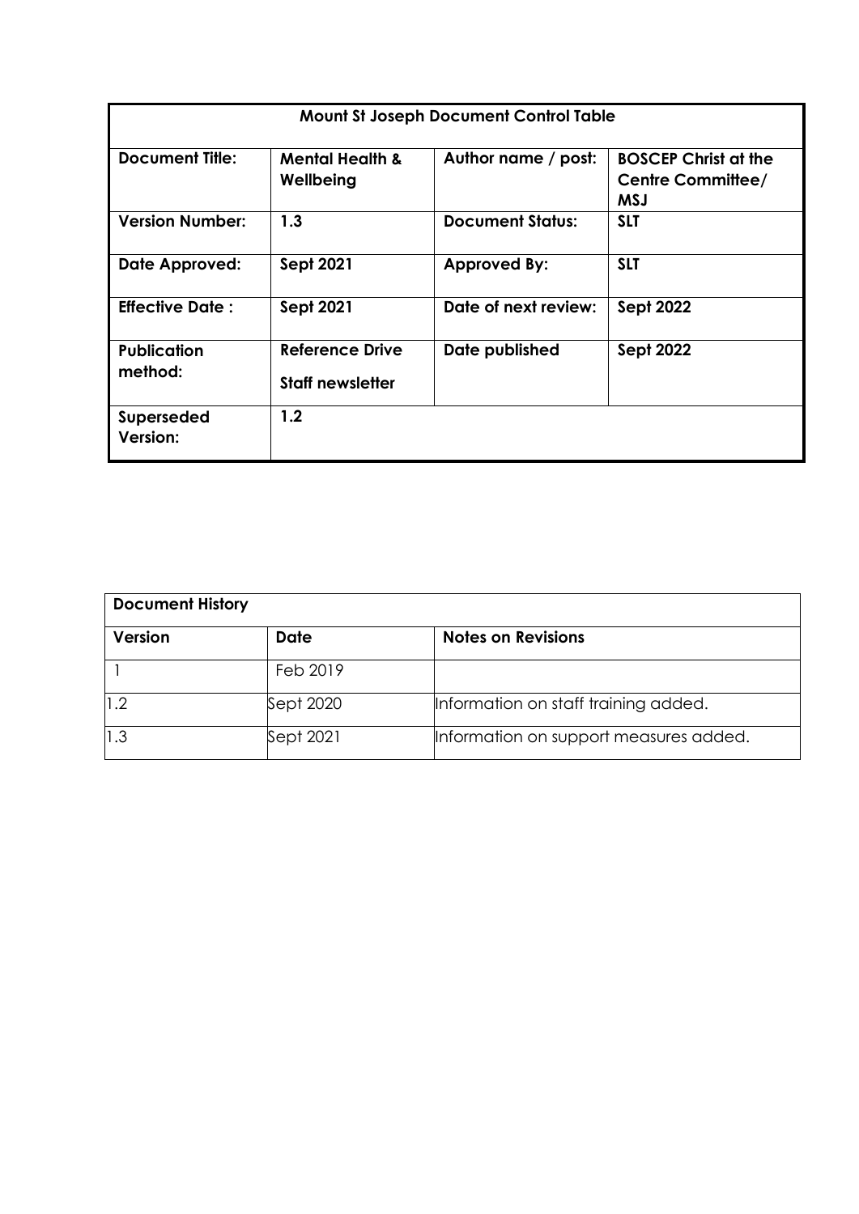| Mount St Joseph Document Control Table | | | |
|---|---|---|---|
| **Document Title:** | **Mental Health & Wellbeing** | **Author name / post:** | **BOSCEP Christ at the Centre Committee/ MSJ** |
| **Version Number:** | **1.3** | **Document Status:** | **SLT** |
| **Date Approved:** | **Sept 2021** | **Approved By:** | **SLT** |
| **Effective Date :** | **Sept 2021** | **Date of next review:** | **Sept 2022** |
| **Publication method:** | **Reference Drive**<br>**Staff newsletter** | **Date published** | **Sept 2022** |
| **Superseded Version:** | **1.2** | | |

| Document History | | |
|---|---|---|
| **Version** | **Date** | **Notes on Revisions** |
| 1 | Feb 2019 | |
| 1.2 | Sept 2020 | Information on staff training added. |
| 1.3 | Sept 2021 | Information on support measures added. |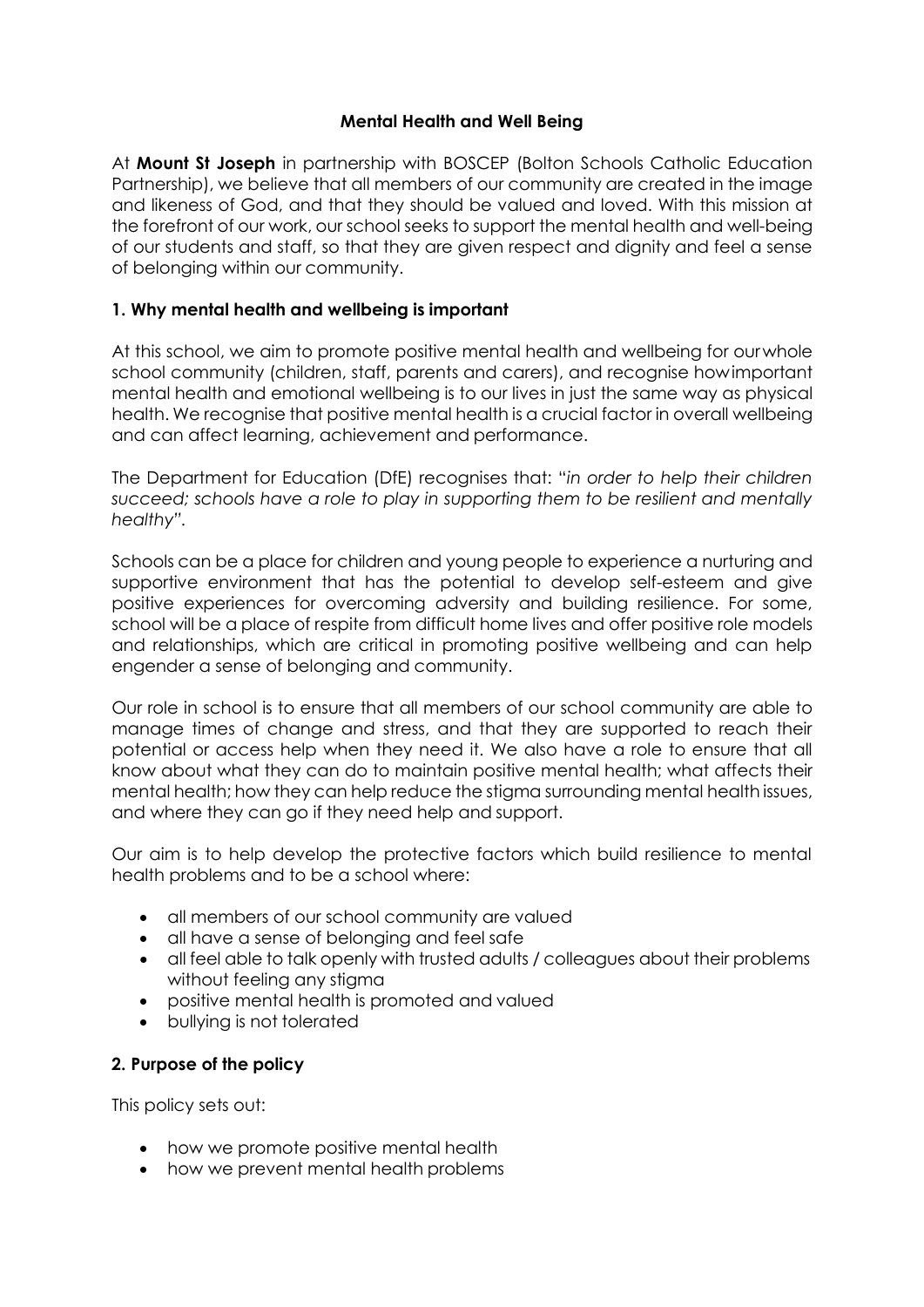## Mental Health and Well Being

At **Mount St Joseph** in partnership with BOSCEP (Bolton Schools Catholic Education Partnership), we believe that all members of our community are created in the image and likeness of God, and that they should be valued and loved. With this mission at the forefront of our work, our school seeks to support the mental health and well-being of our students and staff, so that they are given respect and dignity and feel a sense of belonging within our community.

### 1. Why mental health and wellbeing is important

At this school, we aim to promote positive mental health and wellbeing for our whole school community (children, staff, parents and carers), and recognise how important mental health and emotional wellbeing is to our lives in just the same way as physical health. We recognise that positive mental health is a crucial factor in overall wellbeing and can affect learning, achievement and performance.

The Department for Education (DfE) recognises that: "*in order to help their children succeed; schools have a role to play in supporting them to be resilient and mentally healthy*".

Schools can be a place for children and young people to experience a nurturing and supportive environment that has the potential to develop self-esteem and give positive experiences for overcoming adversity and building resilience. For some, school will be a place of respite from difficult home lives and offer positive role models and relationships, which are critical in promoting positive wellbeing and can help engender a sense of belonging and community.

Our role in school is to ensure that all members of our school community are able to manage times of change and stress, and that they are supported to reach their potential or access help when they need it. We also have a role to ensure that all know about what they can do to maintain positive mental health; what affects their mental health; how they can help reduce the stigma surrounding mental health issues, and where they can go if they need help and support.

Our aim is to help develop the protective factors which build resilience to mental health problems and to be a school where:

- all members of our school community are valued
- all have a sense of belonging and feel safe
- all feel able to talk openly with trusted adults / colleagues about their problems without feeling any stigma
- positive mental health is promoted and valued
- bullying is not tolerated

### 2. Purpose of the policy

This policy sets out:

- how we promote positive mental health
- how we prevent mental health problems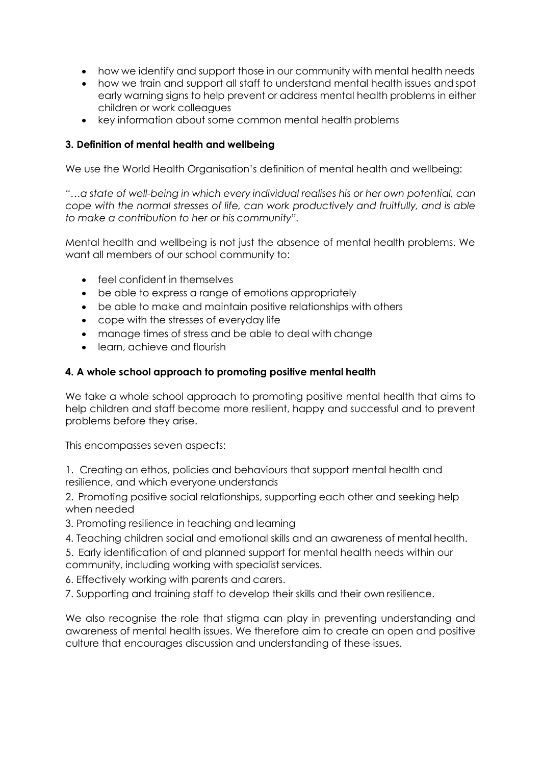- how we identify and support those in our community with mental health needs
- how we train and support all staff to understand mental health issues and spot early warning signs to help prevent or address mental health problems in either children or work colleagues
- key information about some common mental health problems

### 3. Definition of mental health and wellbeing

We use the World Health Organisation's definition of mental health and wellbeing:

*"…a state of well-being in which every individual realises his or her own potential, can cope with the normal stresses of life, can work productively and fruitfully, and is able to make a contribution to her or his community".*

Mental health and wellbeing is not just the absence of mental health problems. We want all members of our school community to:

- feel confident in themselves
- be able to express a range of emotions appropriately
- be able to make and maintain positive relationships with others
- cope with the stresses of everyday life
- manage times of stress and be able to deal with change
- learn, achieve and flourish

### 4. A whole school approach to promoting positive mental health

We take a whole school approach to promoting positive mental health that aims to help children and staff become more resilient, happy and successful and to prevent problems before they arise.

This encompasses seven aspects:

1. Creating an ethos, policies and behaviours that support mental health and resilience, and which everyone understands
2. Promoting positive social relationships, supporting each other and seeking help when needed
3. Promoting resilience in teaching and learning
4. Teaching children social and emotional skills and an awareness of mental health.
5. Early identification of and planned support for mental health needs within our community, including working with specialist services.
6. Effectively working with parents and carers.
7. Supporting and training staff to develop their skills and their own resilience.

We also recognise the role that stigma can play in preventing understanding and awareness of mental health issues. We therefore aim to create an open and positive culture that encourages discussion and understanding of these issues.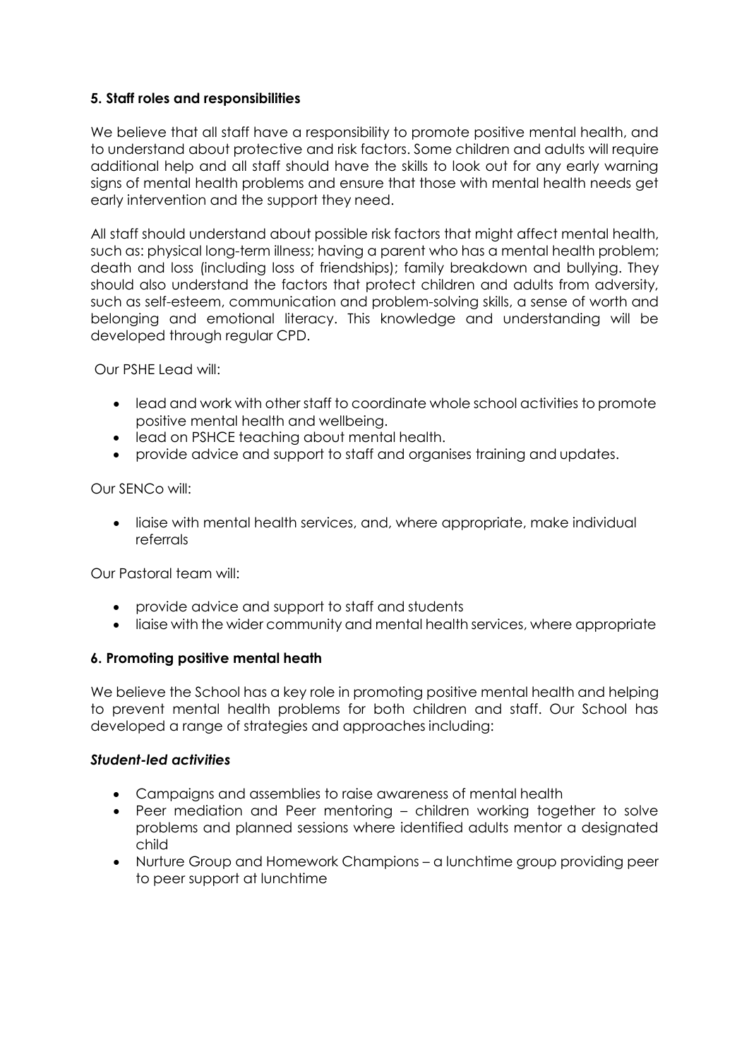### 5. Staff roles and responsibilities

We believe that all staff have a responsibility to promote positive mental health, and to understand about protective and risk factors. Some children and adults will require additional help and all staff should have the skills to look out for any early warning signs of mental health problems and ensure that those with mental health needs get early intervention and the support they need.

All staff should understand about possible risk factors that might affect mental health, such as: physical long-term illness; having a parent who has a mental health problem; death and loss (including loss of friendships); family breakdown and bullying. They should also understand the factors that protect children and adults from adversity, such as self-esteem, communication and problem-solving skills, a sense of worth and belonging and emotional literacy. This knowledge and understanding will be developed through regular CPD.

Our PSHE Lead will:

- lead and work with other staff to coordinate whole school activities to promote positive mental health and wellbeing.
- lead on PSHCE teaching about mental health.
- provide advice and support to staff and organises training and updates.

Our SENCo will:

- liaise with mental health services, and, where appropriate, make individual referrals

Our Pastoral team will:

- provide advice and support to staff and students
- liaise with the wider community and mental health services, where appropriate

### 6. Promoting positive mental heath

We believe the School has a key role in promoting positive mental health and helping to prevent mental health problems for both children and staff. Our School has developed a range of strategies and approaches including:

#### *Student-led activities*

- Campaigns and assemblies to raise awareness of mental health
- Peer mediation and Peer mentoring – children working together to solve problems and planned sessions where identified adults mentor a designated child
- Nurture Group and Homework Champions – a lunchtime group providing peer to peer support at lunchtime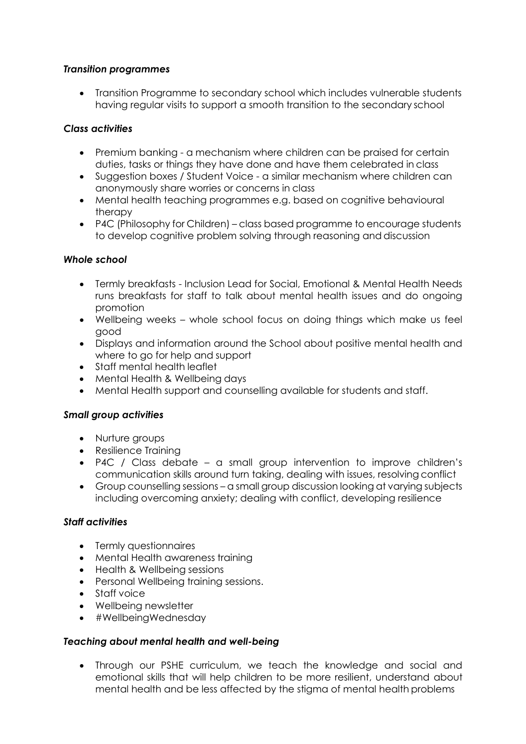***Transition programmes***

- Transition Programme to secondary school which includes vulnerable students having regular visits to support a smooth transition to the secondary school

***Class activities***

- Premium banking - a mechanism where children can be praised for certain duties, tasks or things they have done and have them celebrated in class
- Suggestion boxes / Student Voice - a similar mechanism where children can anonymously share worries or concerns in class
- Mental health teaching programmes e.g. based on cognitive behavioural therapy
- P4C (Philosophy for Children) – class based programme to encourage students to develop cognitive problem solving through reasoning and discussion

***Whole school***

- Termly breakfasts - Inclusion Lead for Social, Emotional & Mental Health Needs runs breakfasts for staff to talk about mental health issues and do ongoing promotion
- Wellbeing weeks – whole school focus on doing things which make us feel good
- Displays and information around the School about positive mental health and where to go for help and support
- Staff mental health leaflet
- Mental Health & Wellbeing days
- Mental Health support and counselling available for students and staff.

***Small group activities***

- Nurture groups
- Resilience Training
- P4C / Class debate – a small group intervention to improve children's communication skills around turn taking, dealing with issues, resolving conflict
- Group counselling sessions – a small group discussion looking at varying subjects including overcoming anxiety; dealing with conflict, developing resilience

***Staff activities***

- Termly questionnaires
- Mental Health awareness training
- Health & Wellbeing sessions
- Personal Wellbeing training sessions.
- Staff voice
- Wellbeing newsletter
- #WellbeingWednesday

***Teaching about mental health and well-being***

- Through our PSHE curriculum, we teach the knowledge and social and emotional skills that will help children to be more resilient, understand about mental health and be less affected by the stigma of mental health problems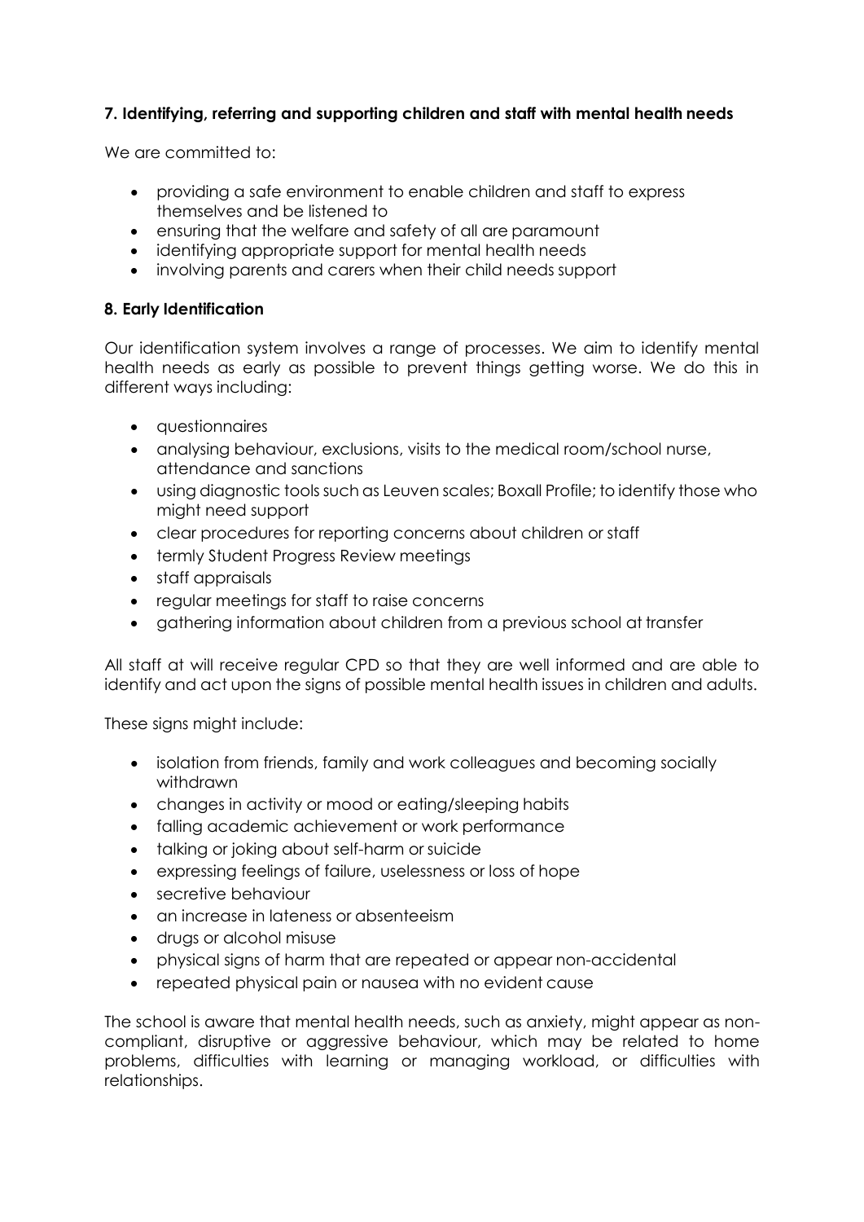### 7. Identifying, referring and supporting children and staff with mental health needs

We are committed to:

- providing a safe environment to enable children and staff to express themselves and be listened to
- ensuring that the welfare and safety of all are paramount
- identifying appropriate support for mental health needs
- involving parents and carers when their child needs support

### 8. Early Identification

Our identification system involves a range of processes. We aim to identify mental health needs as early as possible to prevent things getting worse. We do this in different ways including:

- questionnaires
- analysing behaviour, exclusions, visits to the medical room/school nurse, attendance and sanctions
- using diagnostic tools such as Leuven scales; Boxall Profile; to identify those who might need support
- clear procedures for reporting concerns about children or staff
- termly Student Progress Review meetings
- staff appraisals
- regular meetings for staff to raise concerns
- gathering information about children from a previous school at transfer

All staff at will receive regular CPD so that they are well informed and are able to identify and act upon the signs of possible mental health issues in children and adults.

These signs might include:

- isolation from friends, family and work colleagues and becoming socially withdrawn
- changes in activity or mood or eating/sleeping habits
- falling academic achievement or work performance
- talking or joking about self-harm or suicide
- expressing feelings of failure, uselessness or loss of hope
- secretive behaviour
- an increase in lateness or absenteeism
- drugs or alcohol misuse
- physical signs of harm that are repeated or appear non-accidental
- repeated physical pain or nausea with no evident cause

The school is aware that mental health needs, such as anxiety, might appear as non-compliant, disruptive or aggressive behaviour, which may be related to home problems, difficulties with learning or managing workload, or difficulties with relationships.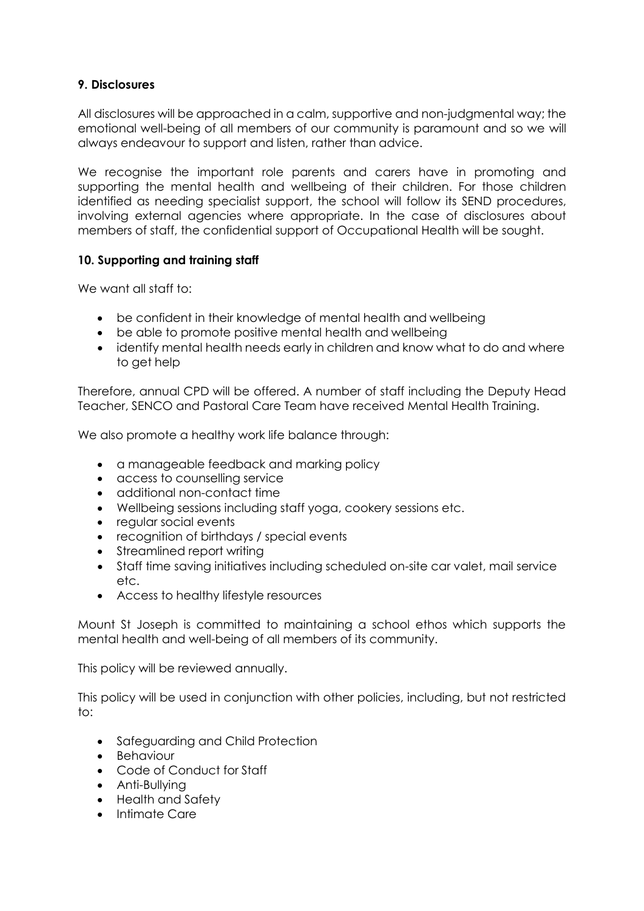**9. Disclosures**

All disclosures will be approached in a calm, supportive and non-judgmental way; the emotional well-being of all members of our community is paramount and so we will always endeavour to support and listen, rather than advice.

We recognise the important role parents and carers have in promoting and supporting the mental health and wellbeing of their children. For those children identified as needing specialist support, the school will follow its SEND procedures, involving external agencies where appropriate. In the case of disclosures about members of staff, the confidential support of Occupational Health will be sought.

**10. Supporting and training staff**

We want all staff to:

- be confident in their knowledge of mental health and wellbeing
- be able to promote positive mental health and wellbeing
- identify mental health needs early in children and know what to do and where to get help

Therefore, annual CPD will be offered. A number of staff including the Deputy Head Teacher, SENCO and Pastoral Care Team have received Mental Health Training.

We also promote a healthy work life balance through:

- a manageable feedback and marking policy
- access to counselling service
- additional non-contact time
- Wellbeing sessions including staff yoga, cookery sessions etc.
- regular social events
- recognition of birthdays / special events
- Streamlined report writing
- Staff time saving initiatives including scheduled on-site car valet, mail service etc.
- Access to healthy lifestyle resources

Mount St Joseph is committed to maintaining a school ethos which supports the mental health and well-being of all members of its community.

This policy will be reviewed annually.

This policy will be used in conjunction with other policies, including, but not restricted to:

- Safeguarding and Child Protection
- Behaviour
- Code of Conduct for Staff
- Anti-Bullying
- Health and Safety
- Intimate Care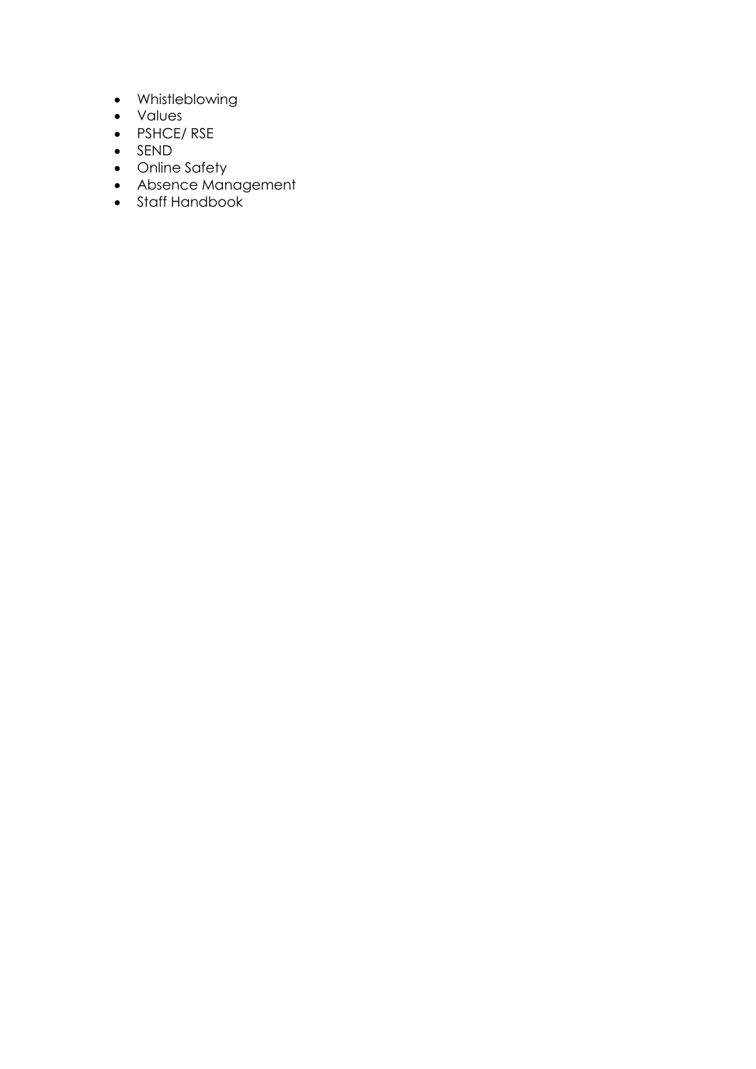- Whistleblowing
- Values
- PSHCE/ RSE
- SEND
- Online Safety
- Absence Management
- Staff Handbook